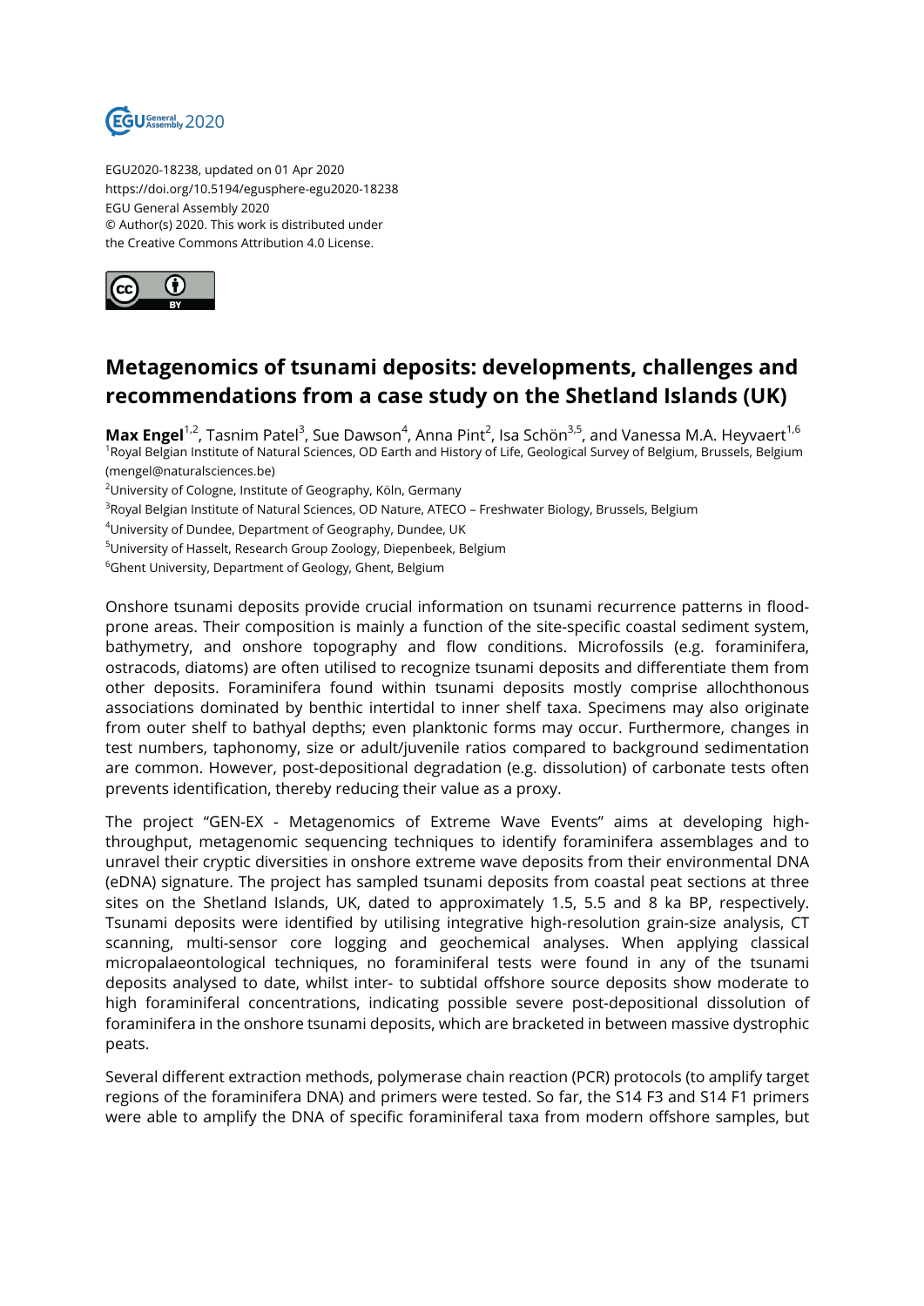EGU2020-18238, updated on 01 Apr 2020
https://doi.org/10.5194/egusphere-egu2020-18238
EGU General Assembly 2020
© Author(s) 2020. This work is distributed under
the Creative Commons Attribution 4.0 License.

# Metagenomics of tsunami deposits: developments, challenges and recommendations from a case study on the Shetland Islands (UK)

**Max Engel**[1,2], Tasnim Patel[3], Sue Dawson[4], Anna Pint[2], Isa Schön[3,5], and Vanessa M.A. Heyvaert[1,6]

[1]Royal Belgian Institute of Natural Sciences, OD Earth and History of Life, Geological Survey of Belgium, Brussels, Belgium (mengel@naturalsciences.be)
[2]University of Cologne, Institute of Geography, Köln, Germany
[3]Royal Belgian Institute of Natural Sciences, OD Nature, ATECO – Freshwater Biology, Brussels, Belgium
[4]University of Dundee, Department of Geography, Dundee, UK
[5]University of Hasselt, Research Group Zoology, Diepenbeek, Belgium
[6]Ghent University, Department of Geology, Ghent, Belgium

Onshore tsunami deposits provide crucial information on tsunami recurrence patterns in flood-prone areas. Their composition is mainly a function of the site-specific coastal sediment system, bathymetry, and onshore topography and flow conditions. Microfossils (e.g. foraminifera, ostracods, diatoms) are often utilised to recognize tsunami deposits and differentiate them from other deposits. Foraminifera found within tsunami deposits mostly comprise allochthonous associations dominated by benthic intertidal to inner shelf taxa. Specimens may also originate from outer shelf to bathyal depths; even planktonic forms may occur. Furthermore, changes in test numbers, taphonomy, size or adult/juvenile ratios compared to background sedimentation are common. However, post-depositional degradation (e.g. dissolution) of carbonate tests often prevents identification, thereby reducing their value as a proxy.

The project "GEN-EX - Metagenomics of Extreme Wave Events" aims at developing high-throughput, metagenomic sequencing techniques to identify foraminifera assemblages and to unravel their cryptic diversities in onshore extreme wave deposits from their environmental DNA (eDNA) signature. The project has sampled tsunami deposits from coastal peat sections at three sites on the Shetland Islands, UK, dated to approximately 1.5, 5.5 and 8 ka BP, respectively. Tsunami deposits were identified by utilising integrative high-resolution grain-size analysis, CT scanning, multi-sensor core logging and geochemical analyses. When applying classical micropalaeontological techniques, no foraminiferal tests were found in any of the tsunami deposits analysed to date, whilst inter- to subtidal offshore source deposits show moderate to high foraminiferal concentrations, indicating possible severe post-depositional dissolution of foraminifera in the onshore tsunami deposits, which are bracketed in between massive dystrophic peats.

Several different extraction methods, polymerase chain reaction (PCR) protocols (to amplify target regions of the foraminifera DNA) and primers were tested. So far, the S14 F3 and S14 F1 primers were able to amplify the DNA of specific foraminiferal taxa from modern offshore samples, but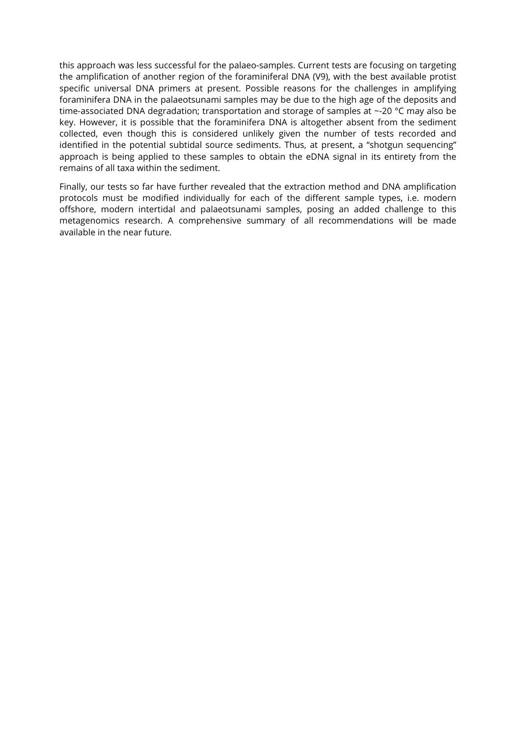this approach was less successful for the palaeo-samples. Current tests are focusing on targeting the amplification of another region of the foraminiferal DNA (V9), with the best available protist specific universal DNA primers at present. Possible reasons for the challenges in amplifying foraminifera DNA in the palaeotsunami samples may be due to the high age of the deposits and time-associated DNA degradation; transportation and storage of samples at ~-20 °C may also be key. However, it is possible that the foraminifera DNA is altogether absent from the sediment collected, even though this is considered unlikely given the number of tests recorded and identified in the potential subtidal source sediments. Thus, at present, a "shotgun sequencing" approach is being applied to these samples to obtain the eDNA signal in its entirety from the remains of all taxa within the sediment.

Finally, our tests so far have further revealed that the extraction method and DNA amplification protocols must be modified individually for each of the different sample types, i.e. modern offshore, modern intertidal and palaeotsunami samples, posing an added challenge to this metagenomics research. A comprehensive summary of all recommendations will be made available in the near future.